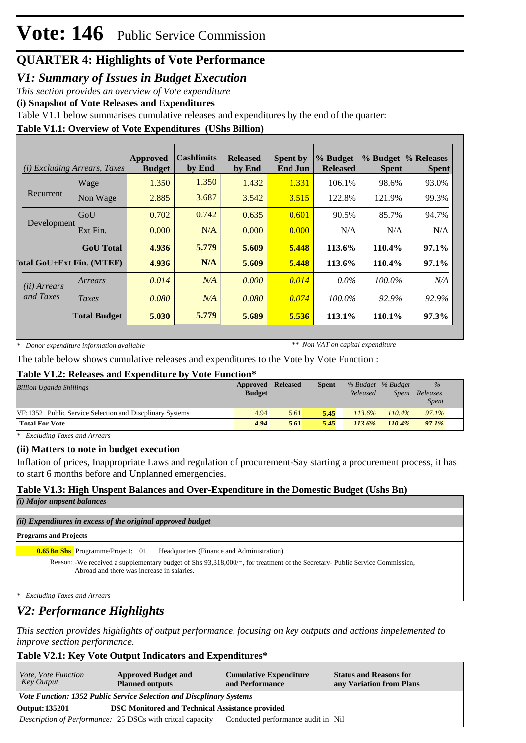# Vote: 146 Public Service Commission

## QUARTER 4: Highlights of Vote Performance

## *V1: Summary of Issues in Budget Execution*

*This section provides an overview of Vote expenditure*

**(i) Snapshot of Vote Releases and Expenditures**

Table V1.1 below summarises cumulative releases and expenditures by the end of the quarter:

**Table V1.1: Overview of Vote Expenditures (UShs Billion)**

| *(i) Excluding Arrears, Taxes* | | Approved Budget | Cashlimits by End | Released by End | Spent by End Jun | % Budget Released | % Budget Spent | % Releases Spent |
|---|---|---|---|---|---|---|---|---|
| Recurrent | Wage | 1.350 | 1.350 | 1.432 | 1.331 | 106.1% | 98.6% | 93.0% |
| | Non Wage | 2.885 | 3.687 | 3.542 | 3.515 | 122.8% | 121.9% | 99.3% |
| Development | GoU | 0.702 | 0.742 | 0.635 | 0.601 | 90.5% | 85.7% | 94.7% |
| | Ext Fin. | 0.000 | N/A | 0.000 | 0.000 | N/A | N/A | N/A |
| | **GoU Total** | **4.936** | **5.779** | **5.609** | **5.448** | **113.6%** | **110.4%** | **97.1%** |
| **Total GoU+Ext Fin. (MTEF)** | | **4.936** | **N/A** | **5.609** | **5.448** | **113.6%** | **110.4%** | **97.1%** |
| *(ii) Arrears and Taxes* | *Arrears* | *0.014* | *N/A* | *0.000* | *0.014* | *0.0%* | *100.0%* | *N/A* |
| | *Taxes* | *0.080* | *N/A* | *0.080* | *0.074* | *100.0%* | *92.9%* | *92.9%* |
| | **Total Budget** | **5.030** | **5.779** | **5.689** | **5.536** | **113.1%** | **110.1%** | **97.3%** |

*\* Donor expenditure information available* *\*\* Non VAT on capital expenditure*

The table below shows cumulative releases and expenditures to the Vote by Vote Function :

**Table V1.2: Releases and Expenditure by Vote Function\***

| *Billion Uganda Shillings* | Approved Budget | Released | Spent | *% Budget Released* | *% Budget Spent* | *% Releases Spent* |
|---|---|---|---|---|---|---|
| VF:1352 Public Service Selection and Discplinary Systems | 4.94 | 5.61 | **5.45** | *113.6%* | *110.4%* | *97.1%* |
| **Total For Vote** | **4.94** | **5.61** | **5.45** | ***113.6%*** | ***110.4%*** | ***97.1%*** |

*\* Excluding Taxes and Arrears*

**(ii) Matters to note in budget execution**

Inflation of prices, Inappropriate Laws and regulation of procurement-Say starting a procurement process, it has to start 6 months before and Unplanned emergencies.

**Table V1.3: High Unspent Balances and Over-Expenditure in the Domestic Budget (Ushs Bn)**

***(i) Major unpsent balances***

***(ii) Expenditures in excess of the original approved budget***

**Programs and Projects**

**0.65Bn Shs** Programme/Project: 01 Headquarters (Finance and Administration)

Reason: -We received a supplementary budget of Shs 93,318,000/=, for treatment of the Secretary- Public Service Commission, Abroad and there was increase in salaries.

*\* Excluding Taxes and Arrears*

## *V2: Performance Highlights*

*This section provides highlights of output performance, focusing on key outputs and actions impelemented to improve section performance.*

**Table V2.1: Key Vote Output Indicators and Expenditures\***

| *Vote, Vote Function Key Output* | Approved Budget and Planned outputs | Cumulative Expenditure and Performance | Status and Reasons for any Variation from Plans |
|---|---|---|---|
| ***Vote Function: 1352 Public Service Selection and Discplinary Systems*** | | | |
| **Output: 135201** | **DSC Monitored and Technical Assistance provided** | | |
| *Description of Performance:* | 25 DSCs with critcal capacity | Conducted performance audit in | Nil |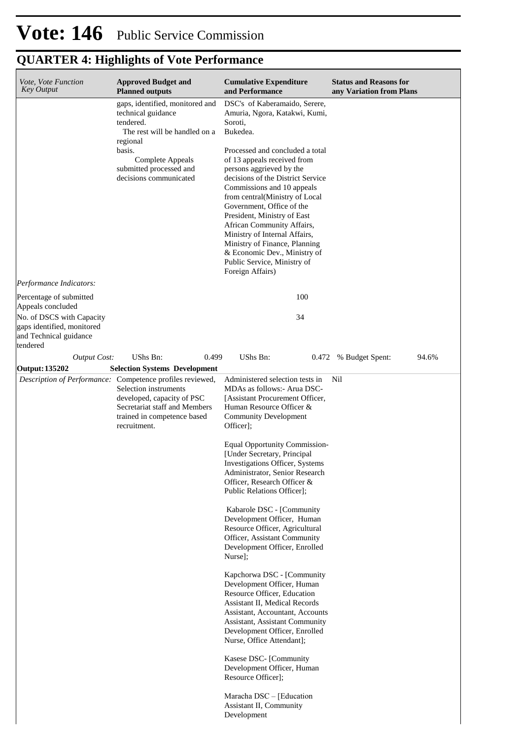# Vote: 146 Public Service Commission

## QUARTER 4: Highlights of Vote Performance

| *Vote, Vote Function Key Output* | **Approved Budget and Planned outputs** | **Cumulative Expenditure and Performance** | **Status and Reasons for any Variation from Plans** |
|---|---|---|---|
| | gaps, identified, monitored and technical guidance tendered. The rest will be handled on a regional basis. Complete Appeals submitted processed and decisions communicated | DSC's of Kaberamaido, Serere, Amuria, Ngora, Katakwi, Kumi, Soroti, Bukedea.<br><br>Processed and concluded a total of 13 appeals received from persons aggrieved by the decisions of the District Service Commissions and 10 appeals from central(Ministry of Local Government, Office of the President, Ministry of East African Community Affairs, Ministry of Internal Affairs, Ministry of Finance, Planning & Economic Dev., Ministry of Public Service, Ministry of Foreign Affairs) | |
| *Performance Indicators:* | | | |
| Percentage of submitted Appeals concluded | | 100 | |
| No. of DSCS with Capacity gaps identified, monitored and Technical guidance tendered | | 34 | |
| *Output Cost:* | UShs Bn: 0.499 | UShs Bn: 0.472 | % Budget Spent: 94.6% |
| **Output: 135202** | **Selection Systems Development** | | |
| *Description of Performance:* | Competence profiles reviewed, Selection instruments developed, capacity of PSC Secretariat staff and Members trained in competence based recruitment. | Administered selection tests in MDAs as follows:- Arua DSC- [Assistant Procurement Officer, Human Resource Officer & Community Development Officer];<br><br>Equal Opportunity Commission- [Under Secretary, Principal Investigations Officer, Systems Administrator, Senior Research Officer, Research Officer & Public Relations Officer];<br><br>Kabarole DSC - [Community Development Officer, Human Resource Officer, Agricultural Officer, Assistant Community Development Officer, Enrolled Nurse];<br><br>Kapchorwa DSC - [Community Development Officer, Human Resource Officer, Education Assistant II, Medical Records Assistant, Accountant, Accounts Assistant, Assistant Community Development Officer, Enrolled Nurse, Office Attendant];<br><br>Kasese DSC- [Community Development Officer, Human Resource Officer];<br><br>Maracha DSC – [Education Assistant II, Community Development | Nil |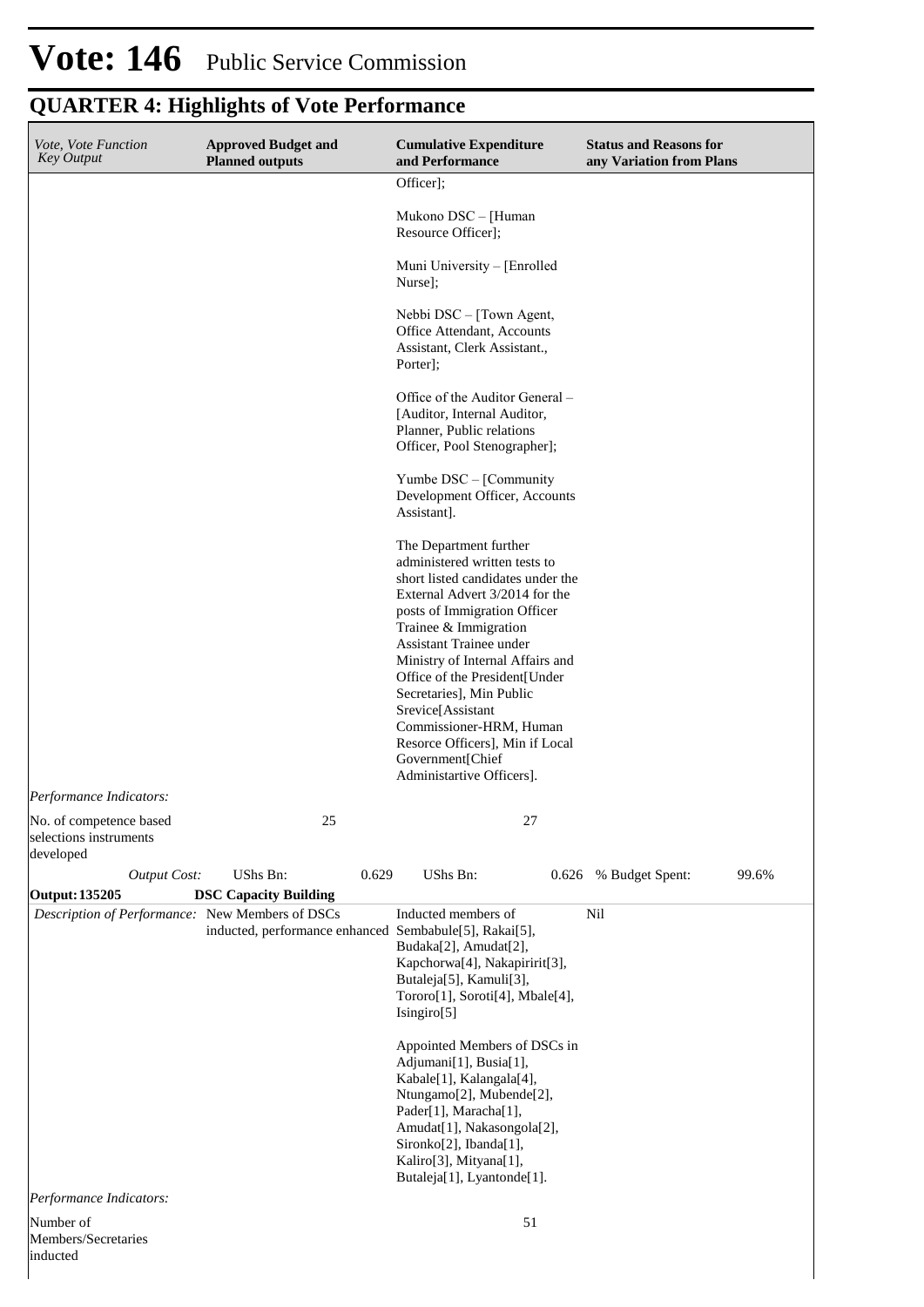# Vote: 146 Public Service Commission

## QUARTER 4: Highlights of Vote Performance

| *Vote, Vote Function Key Output* | **Approved Budget and Planned outputs** | **Cumulative Expenditure and Performance** | **Status and Reasons for any Variation from Plans** |
|---|---|---|---|
| | | Officer];<br><br>Mukono DSC – [Human Resource Officer];<br><br>Muni University – [Enrolled Nurse];<br><br>Nebbi DSC – [Town Agent, Office Attendant, Accounts Assistant, Clerk Assistant., Porter];<br><br>Office of the Auditor General – [Auditor, Internal Auditor, Planner, Public relations Officer, Pool Stenographer];<br><br>Yumbe DSC – [Community Development Officer, Accounts Assistant].<br><br>The Department further administered written tests to short listed candidates under the External Advert 3/2014 for the posts of Immigration Officer Trainee & Immigration Assistant Trainee under Ministry of Internal Affairs and Office of the President[Under Secretaries], Min Public Srevice[Assistant Commissioner-HRM, Human Resorce Officers], Min if Local Government[Chief Administartive Officers]. | |
| *Performance Indicators:* | | | |
| No. of competence based selections instruments developed | 25 | 27 | |
| *Output Cost:* | UShs Bn: 0.629 | UShs Bn: 0.626 | % Budget Spent: 99.6% |
| **Output: 135205** | **DSC Capacity Building** | | |
| *Description of Performance:* | New Members of DSCs inducted, performance enhanced | Inducted members of Sembabule[5], Rakai[5], Budaka[2], Amudat[2], Kapchorwa[4], Nakapiririt[3], Butaleja[5], Kamuli[3], Tororo[1], Soroti[4], Mbale[4], Isingiro[5]<br><br>Appointed Members of DSCs in Adjumani[1], Busia[1], Kabale[1], Kalangala[4], Ntungamo[2], Mubende[2], Pader[1], Maracha[1], Amudat[1], Nakasongola[2], Sironko[2], Ibanda[1], Kaliro[3], Mityana[1], Butaleja[1], Lyantonde[1]. | Nil |
| *Performance Indicators:* | | | |
| Number of Members/Secretaries inducted | | 51 | |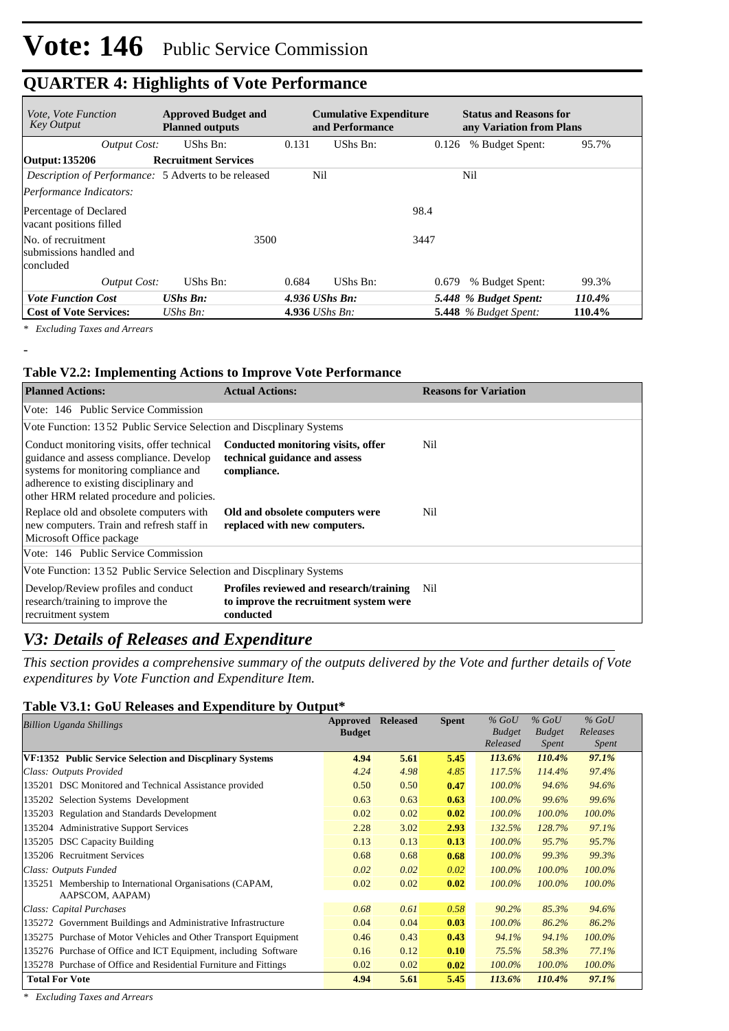# Vote: 146 Public Service Commission

## QUARTER 4: Highlights of Vote Performance

| *Vote, Vote Function Key Output* | **Approved Budget and Planned outputs** | | **Cumulative Expenditure and Performance** | | **Status and Reasons for any Variation from Plans** | |
|---|---|---|---|---|---|---|
| *Output Cost:* | UShs Bn: | 0.131 | UShs Bn: | 0.126 | % Budget Spent: | 95.7% |
| **Output: 135206** | **Recruitment Services** | | | | | |
| *Description of Performance:* | 5 Adverts to be released | | Nil | | Nil | |
| *Performance Indicators:* | | | | | | |
| Percentage of Declared vacant positions filled | | | | 98.4 | | |
| No. of recruitment submissions handled and concluded | | 3500 | | 3447 | | |
| *Output Cost:* | UShs Bn: | 0.684 | UShs Bn: | 0.679 | % Budget Spent: | 99.3% |
| ***Vote Function Cost*** | ***UShs Bn:*** | | ***4.936 UShs Bn:*** | | ***5.448 % Budget Spent:*** | ***110.4%*** |
| **Cost of Vote Services:** | *UShs Bn:* | | **4.936** *UShs Bn:* | | **5.448** *% Budget Spent:* | **110.4%** |

*\* Excluding Taxes and Arrears*

-

### Table V2.2: Implementing Actions to Improve Vote Performance

| **Planned Actions:** | **Actual Actions:** | **Reasons for Variation** |
|---|---|---|
| Vote: 146 Public Service Commission | | |
| Vote Function: 13 52 Public Service Selection and Discplinary Systems | | |
| Conduct monitoring visits, offer technical guidance and assess compliance. Develop systems for monitoring compliance and adherence to existing disciplinary and other HRM related procedure and policies. | **Conducted monitoring visits, offer technical guidance and assess compliance.** | Nil |
| Replace old and obsolete computers with new computers. Train and refresh staff in Microsoft Office package | **Old and obsolete computers were replaced with new computers.** | Nil |
| Vote: 146 Public Service Commission | | |
| Vote Function: 13 52 Public Service Selection and Discplinary Systems | | |
| Develop/Review profiles and conduct research/training to improve the recruitment system | **Profiles reviewed and research/training to improve the recruitment system were conducted** | Nil |

## *V3: Details of Releases and Expenditure*

*This section provides a comprehensive summary of the outputs delivered by the Vote and further details of Vote expenditures by Vote Function and Expenditure Item.*

### Table V3.1: GoU Releases and Expenditure by Output*

| *Billion Uganda Shillings* | **Approved Budget** | **Released** | **Spent** | *% GoU Budget Released* | *% GoU Budget Spent* | *% GoU Releases Spent* |
|---|---|---|---|---|---|---|
| **VF:1352 Public Service Selection and Discplinary Systems** | **4.94** | **5.61** | **5.45** | ***113.6%*** | ***110.4%*** | ***97.1%*** |
| *Class: Outputs Provided* | *4.24* | *4.98* | *4.85* | *117.5%* | *114.4%* | *97.4%* |
| 135201 DSC Monitored and Technical Assistance provided | 0.50 | 0.50 | **0.47** | *100.0%* | *94.6%* | *94.6%* |
| 135202 Selection Systems Development | 0.63 | 0.63 | **0.63** | *100.0%* | *99.6%* | *99.6%* |
| 135203 Regulation and Standards Development | 0.02 | 0.02 | **0.02** | *100.0%* | *100.0%* | *100.0%* |
| 135204 Administrative Support Services | 2.28 | 3.02 | **2.93** | *132.5%* | *128.7%* | *97.1%* |
| 135205 DSC Capacity Building | 0.13 | 0.13 | **0.13** | *100.0%* | *95.7%* | *95.7%* |
| 135206 Recruitment Services | 0.68 | 0.68 | **0.68** | *100.0%* | *99.3%* | *99.3%* |
| *Class: Outputs Funded* | *0.02* | *0.02* | *0.02* | *100.0%* | *100.0%* | *100.0%* |
| 135251 Membership to International Organisations (CAPAM, AAPSCOM, AAPAM) | 0.02 | 0.02 | **0.02** | *100.0%* | *100.0%* | *100.0%* |
| *Class: Capital Purchases* | *0.68* | *0.61* | *0.58* | *90.2%* | *85.3%* | *94.6%* |
| 135272 Government Buildings and Administrative Infrastructure | 0.04 | 0.04 | **0.03** | *100.0%* | *86.2%* | *86.2%* |
| 135275 Purchase of Motor Vehicles and Other Transport Equipment | 0.46 | 0.43 | **0.43** | *94.1%* | *94.1%* | *100.0%* |
| 135276 Purchase of Office and ICT Equipment, including Software | 0.16 | 0.12 | **0.10** | *75.5%* | *58.3%* | *77.1%* |
| 135278 Purchase of Office and Residential Furniture and Fittings | 0.02 | 0.02 | **0.02** | *100.0%* | *100.0%* | *100.0%* |
| **Total For Vote** | **4.94** | **5.61** | **5.45** | ***113.6%*** | ***110.4%*** | ***97.1%*** |

*\* Excluding Taxes and Arrears*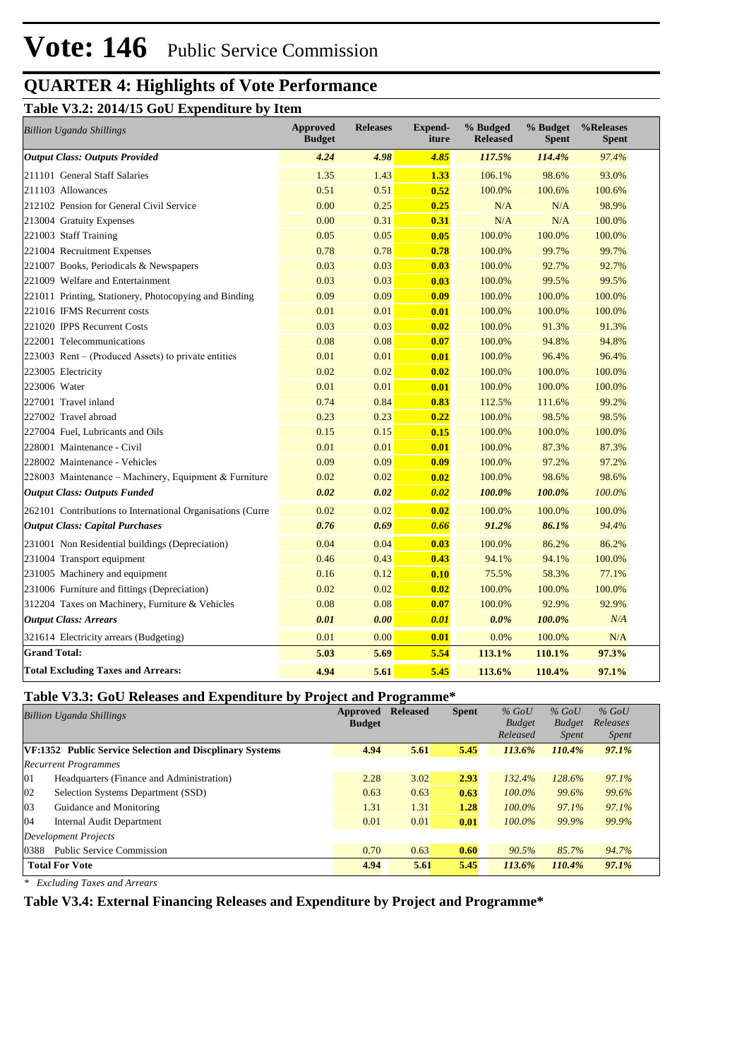# Vote: 146 Public Service Commission

## QUARTER 4: Highlights of Vote Performance

### Table V3.2: 2014/15 GoU Expenditure by Item

| *Billion Uganda Shillings* | Approved Budget | Releases | Expend-iture | % Budged Released | % Budget Spent | %Releases Spent |
|---|---|---|---|---|---|---|
| ***Output Class: Outputs Provided*** | ***4.24*** | ***4.98*** | ***4.85*** | ***117.5%*** | ***114.4%*** | *97.4%* |
| 211101 General Staff Salaries | 1.35 | 1.43 | **1.33** | 106.1% | 98.6% | 93.0% |
| 211103 Allowances | 0.51 | 0.51 | **0.52** | 100.0% | 100.6% | 100.6% |
| 212102 Pension for General Civil Service | 0.00 | 0.25 | **0.25** | N/A | N/A | 98.9% |
| 213004 Gratuity Expenses | 0.00 | 0.31 | **0.31** | N/A | N/A | 100.0% |
| 221003 Staff Training | 0.05 | 0.05 | **0.05** | 100.0% | 100.0% | 100.0% |
| 221004 Recruitment Expenses | 0.78 | 0.78 | **0.78** | 100.0% | 99.7% | 99.7% |
| 221007 Books, Periodicals & Newspapers | 0.03 | 0.03 | **0.03** | 100.0% | 92.7% | 92.7% |
| 221009 Welfare and Entertainment | 0.03 | 0.03 | **0.03** | 100.0% | 99.5% | 99.5% |
| 221011 Printing, Stationery, Photocopying and Binding | 0.09 | 0.09 | **0.09** | 100.0% | 100.0% | 100.0% |
| 221016 IFMS Recurrent costs | 0.01 | 0.01 | **0.01** | 100.0% | 100.0% | 100.0% |
| 221020 IPPS Recurrent Costs | 0.03 | 0.03 | **0.02** | 100.0% | 91.3% | 91.3% |
| 222001 Telecommunications | 0.08 | 0.08 | **0.07** | 100.0% | 94.8% | 94.8% |
| 223003 Rent – (Produced Assets) to private entities | 0.01 | 0.01 | **0.01** | 100.0% | 96.4% | 96.4% |
| 223005 Electricity | 0.02 | 0.02 | **0.02** | 100.0% | 100.0% | 100.0% |
| 223006 Water | 0.01 | 0.01 | **0.01** | 100.0% | 100.0% | 100.0% |
| 227001 Travel inland | 0.74 | 0.84 | **0.83** | 112.5% | 111.6% | 99.2% |
| 227002 Travel abroad | 0.23 | 0.23 | **0.22** | 100.0% | 98.5% | 98.5% |
| 227004 Fuel, Lubricants and Oils | 0.15 | 0.15 | **0.15** | 100.0% | 100.0% | 100.0% |
| 228001 Maintenance - Civil | 0.01 | 0.01 | **0.01** | 100.0% | 87.3% | 87.3% |
| 228002 Maintenance - Vehicles | 0.09 | 0.09 | **0.09** | 100.0% | 97.2% | 97.2% |
| 228003 Maintenance – Machinery, Equipment & Furniture | 0.02 | 0.02 | **0.02** | 100.0% | 98.6% | 98.6% |
| ***Output Class: Outputs Funded*** | ***0.02*** | ***0.02*** | ***0.02*** | ***100.0%*** | ***100.0%*** | *100.0%* |
| 262101 Contributions to International Organisations (Curre | 0.02 | 0.02 | **0.02** | 100.0% | 100.0% | 100.0% |
| ***Output Class: Capital Purchases*** | ***0.76*** | ***0.69*** | ***0.66*** | ***91.2%*** | ***86.1%*** | *94.4%* |
| 231001 Non Residential buildings (Depreciation) | 0.04 | 0.04 | **0.03** | 100.0% | 86.2% | 86.2% |
| 231004 Transport equipment | 0.46 | 0.43 | **0.43** | 94.1% | 94.1% | 100.0% |
| 231005 Machinery and equipment | 0.16 | 0.12 | **0.10** | 75.5% | 58.3% | 77.1% |
| 231006 Furniture and fittings (Depreciation) | 0.02 | 0.02 | **0.02** | 100.0% | 100.0% | 100.0% |
| 312204 Taxes on Machinery, Furniture & Vehicles | 0.08 | 0.08 | **0.07** | 100.0% | 92.9% | 92.9% |
| ***Output Class: Arrears*** | ***0.01*** | ***0.00*** | ***0.01*** | ***0.0%*** | ***100.0%*** | *N/A* |
| 321614 Electricity arrears (Budgeting) | 0.01 | 0.00 | **0.01** | 0.0% | 100.0% | N/A |
| **Grand Total:** | **5.03** | **5.69** | **5.54** | **113.1%** | **110.1%** | **97.3%** |
| **Total Excluding Taxes and Arrears:** | **4.94** | **5.61** | **5.45** | **113.6%** | **110.4%** | **97.1%** |

### Table V3.3: GoU Releases and Expenditure by Project and Programme*

| *Billion Uganda Shillings* | Approved Budget | Released | Spent | *% GoU Budget Released* | *% GoU Budget Spent* | *% GoU Releases Spent* |
|---|---|---|---|---|---|---|
| **VF:1352 Public Service Selection and Discplinary Systems** | **4.94** | **5.61** | **5.45** | ***113.6%*** | ***110.4%*** | ***97.1%*** |
| *Recurrent Programmes* | | | | | | |
| 01 Headquarters (Finance and Administration) | 2.28 | 3.02 | **2.93** | *132.4%* | *128.6%* | *97.1%* |
| 02 Selection Systems Department (SSD) | 0.63 | 0.63 | **0.63** | *100.0%* | *99.6%* | *99.6%* |
| 03 Guidance and Monitoring | 1.31 | 1.31 | **1.28** | *100.0%* | *97.1%* | *97.1%* |
| 04 Internal Audit Department | 0.01 | 0.01 | **0.01** | *100.0%* | *99.9%* | *99.9%* |
| *Development Projects* | | | | | | |
| 0388 Public Service Commission | 0.70 | 0.63 | **0.60** | *90.5%* | *85.7%* | *94.7%* |
| **Total For Vote** | **4.94** | **5.61** | **5.45** | ***113.6%*** | ***110.4%*** | ***97.1%*** |

*\* Excluding Taxes and Arrears*

### Table V3.4: External Financing Releases and Expenditure by Project and Programme*